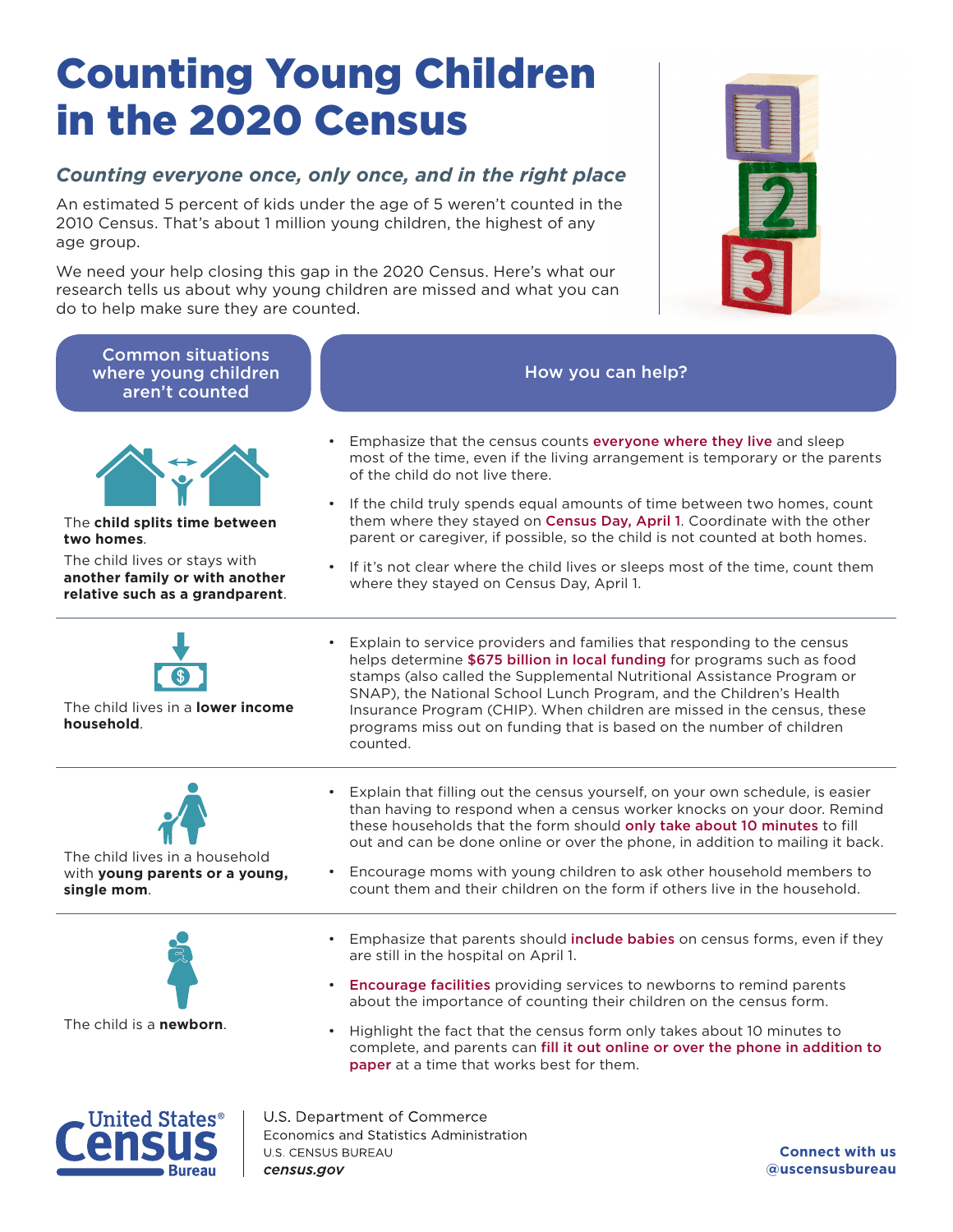# Counting Young Children in the 2020 Census

## *Counting everyone once, only once, and in the right place*

An estimated 5 percent of kids under the age of 5 weren't counted in the 2010 Census. That's about 1 million young children, the highest of any age group.

We need your help closing this gap in the 2020 Census. Here's what our research tells us about why young children are missed and what you can do to help make sure they are counted.

| Common situations where young children aren't counted | How you can help? |
|---|---|
| The **child splits time between two homes**. <br> The child lives or stays with **another family or with another relative such as a grandparent**. | • Emphasize that the census counts **everyone where they live** and sleep most of the time, even if the living arrangement is temporary or the parents of the child do not live there. <br> • If the child truly spends equal amounts of time between two homes, count them where they stayed on **Census Day, April 1**. Coordinate with the other parent or caregiver, if possible, so the child is not counted at both homes. <br> • If it's not clear where the child lives or sleeps most of the time, count them where they stayed on Census Day, April 1. |
| The child lives in a **lower income household**. | • Explain to service providers and families that responding to the census helps determine **$675 billion in local funding** for programs such as food stamps (also called the Supplemental Nutritional Assistance Program or SNAP), the National School Lunch Program, and the Children's Health Insurance Program (CHIP). When children are missed in the census, these programs miss out on funding that is based on the number of children counted. |
| The child lives in a household with **young parents or a young, single mom**. | • Explain that filling out the census yourself, on your own schedule, is easier than having to respond when a census worker knocks on your door. Remind these households that the form should **only take about 10 minutes** to fill out and can be done online or over the phone, in addition to mailing it back. <br> • Encourage moms with young children to ask other household members to count them and their children on the form if others live in the household. |
| The child is a **newborn**. | • Emphasize that parents should **include babies** on census forms, even if they are still in the hospital on April 1. <br> • **Encourage facilities** providing services to newborns to remind parents about the importance of counting their children on the census form. <br> • Highlight the fact that the census form only takes about 10 minutes to complete, and parents can **fill it out online or over the phone in addition to paper** at a time that works best for them. |

United States® Census Bureau

U.S. Department of Commerce
Economics and Statistics Administration
U.S. CENSUS BUREAU
*census.gov*

**Connect with us @uscensusbureau**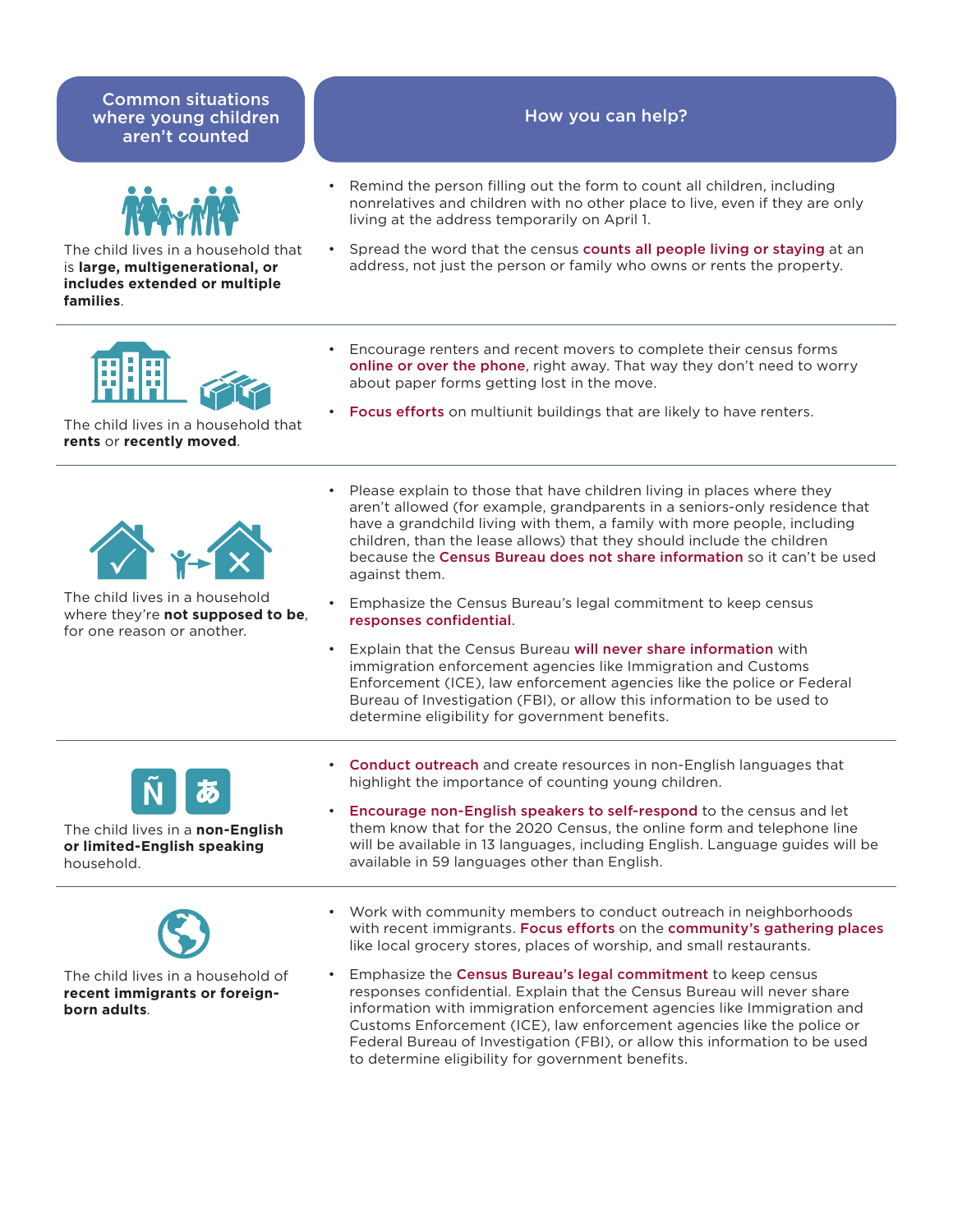| Common situations where young children aren't counted | How you can help? |
| --- | --- |
| The child lives in a household that is **large, multigenerational, or includes extended or multiple families**. | • Remind the person filling out the form to count all children, including nonrelatives and children with no other place to live, even if they are only living at the address temporarily on April 1.<br>• Spread the word that the census **counts all people living or staying** at an address, not just the person or family who owns or rents the property. |
| The child lives in a household that **rents** or **recently moved**. | • Encourage renters and recent movers to complete their census forms **online or over the phone**, right away. That way they don't need to worry about paper forms getting lost in the move.<br>• **Focus efforts** on multiunit buildings that are likely to have renters. |
| The child lives in a household where they're **not supposed to be**, for one reason or another. | • Please explain to those that have children living in places where they aren't allowed (for example, grandparents in a seniors-only residence that have a grandchild living with them, a family with more people, including children, than the lease allows) that they should include the children because the **Census Bureau does not share information** so it can't be used against them.<br>• Emphasize the Census Bureau's legal commitment to keep census **responses confidential**.<br>• Explain that the Census Bureau **will never share information** with immigration enforcement agencies like Immigration and Customs Enforcement (ICE), law enforcement agencies like the police or Federal Bureau of Investigation (FBI), or allow this information to be used to determine eligibility for government benefits. |
| The child lives in a **non-English or limited-English speaking** household. | • **Conduct outreach** and create resources in non-English languages that highlight the importance of counting young children.<br>• **Encourage non-English speakers to self-respond** to the census and let them know that for the 2020 Census, the online form and telephone line will be available in 13 languages, including English. Language guides will be available in 59 languages other than English. |
| The child lives in a household of **recent immigrants or foreign-born adults**. | • Work with community members to conduct outreach in neighborhoods with recent immigrants. **Focus efforts** on the **community's gathering places** like local grocery stores, places of worship, and small restaurants.<br>• Emphasize the **Census Bureau's legal commitment** to keep census responses confidential. Explain that the Census Bureau will never share information with immigration enforcement agencies like Immigration and Customs Enforcement (ICE), law enforcement agencies like the police or Federal Bureau of Investigation (FBI), or allow this information to be used to determine eligibility for government benefits. |